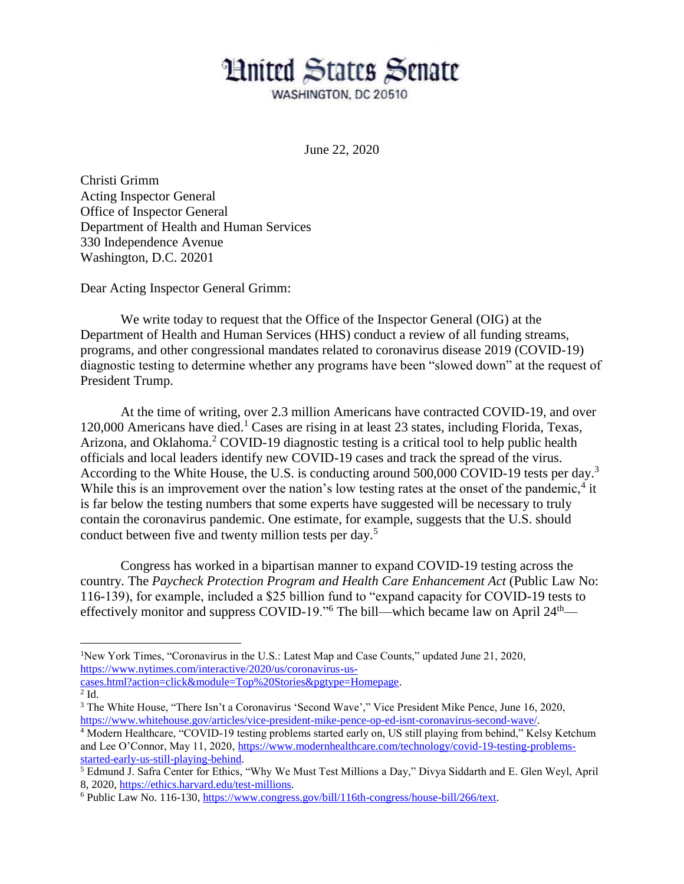# United States Senate

WASHINGTON, DC 20510

June 22, 2020

Christi Grimm
Acting Inspector General
Office of Inspector General
Department of Health and Human Services
330 Independence Avenue
Washington, D.C. 20201

Dear Acting Inspector General Grimm:

We write today to request that the Office of the Inspector General (OIG) at the Department of Health and Human Services (HHS) conduct a review of all funding streams, programs, and other congressional mandates related to coronavirus disease 2019 (COVID-19) diagnostic testing to determine whether any programs have been "slowed down" at the request of President Trump.

At the time of writing, over 2.3 million Americans have contracted COVID-19, and over 120,000 Americans have died.[1] Cases are rising in at least 23 states, including Florida, Texas, Arizona, and Oklahoma.[2] COVID-19 diagnostic testing is a critical tool to help public health officials and local leaders identify new COVID-19 cases and track the spread of the virus. According to the White House, the U.S. is conducting around 500,000 COVID-19 tests per day.[3] While this is an improvement over the nation's low testing rates at the onset of the pandemic,[4] it is far below the testing numbers that some experts have suggested will be necessary to truly contain the coronavirus pandemic. One estimate, for example, suggests that the U.S. should conduct between five and twenty million tests per day.[5]

Congress has worked in a bipartisan manner to expand COVID-19 testing across the country. The *Paycheck Protection Program and Health Care Enhancement Act* (Public Law No: 116-139), for example, included a $25 billion fund to "expand capacity for COVID-19 tests to effectively monitor and suppress COVID-19."[6] The bill—which became law on April 24th—

---

[1] New York Times, "Coronavirus in the U.S.: Latest Map and Case Counts," updated June 21, 2020, https://www.nytimes.com/interactive/2020/us/coronavirus-us-cases.html?action=click&module=Top%20Stories&pgtype=Homepage.

[2] Id.

[3] The White House, "There Isn't a Coronavirus 'Second Wave'," Vice President Mike Pence, June 16, 2020, https://www.whitehouse.gov/articles/vice-president-mike-pence-op-ed-isnt-coronavirus-second-wave/.

[4] Modern Healthcare, "COVID-19 testing problems started early on, US still playing from behind," Kelsy Ketchum and Lee O'Connor, May 11, 2020, https://www.modernhealthcare.com/technology/covid-19-testing-problems-started-early-us-still-playing-behind.

[5] Edmund J. Safra Center for Ethics, "Why We Must Test Millions a Day," Divya Siddarth and E. Glen Weyl, April 8, 2020, https://ethics.harvard.edu/test-millions.

[6] Public Law No. 116-130, https://www.congress.gov/bill/116th-congress/house-bill/266/text.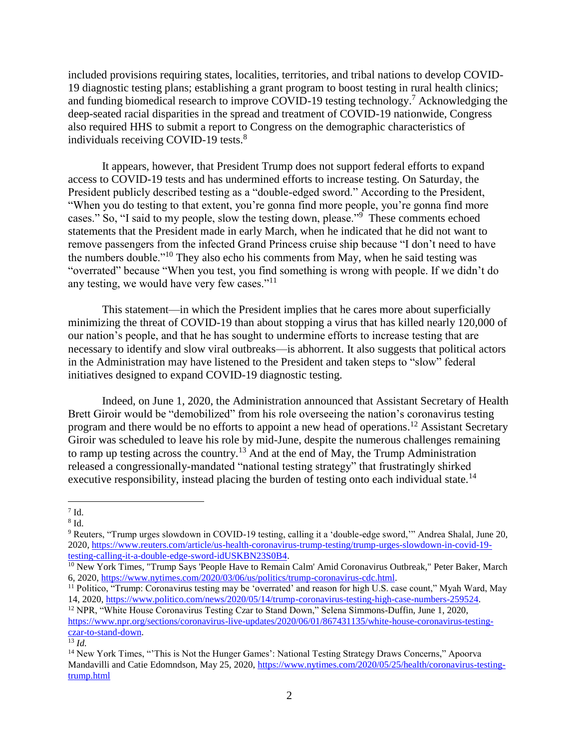included provisions requiring states, localities, territories, and tribal nations to develop COVID-19 diagnostic testing plans; establishing a grant program to boost testing in rural health clinics; and funding biomedical research to improve COVID-19 testing technology.[7] Acknowledging the deep-seated racial disparities in the spread and treatment of COVID-19 nationwide, Congress also required HHS to submit a report to Congress on the demographic characteristics of individuals receiving COVID-19 tests.[8]

It appears, however, that President Trump does not support federal efforts to expand access to COVID-19 tests and has undermined efforts to increase testing. On Saturday, the President publicly described testing as a "double-edged sword." According to the President, "When you do testing to that extent, you're gonna find more people, you're gonna find more cases." So, "I said to my people, slow the testing down, please."[9] These comments echoed statements that the President made in early March, when he indicated that he did not want to remove passengers from the infected Grand Princess cruise ship because "I don't need to have the numbers double."[10] They also echo his comments from May, when he said testing was "overrated" because "When you test, you find something is wrong with people. If we didn't do any testing, we would have very few cases."[11]

This statement—in which the President implies that he cares more about superficially minimizing the threat of COVID-19 than about stopping a virus that has killed nearly 120,000 of our nation's people, and that he has sought to undermine efforts to increase testing that are necessary to identify and slow viral outbreaks—is abhorrent. It also suggests that political actors in the Administration may have listened to the President and taken steps to "slow" federal initiatives designed to expand COVID-19 diagnostic testing.

Indeed, on June 1, 2020, the Administration announced that Assistant Secretary of Health Brett Giroir would be "demobilized" from his role overseeing the nation's coronavirus testing program and there would be no efforts to appoint a new head of operations.[12] Assistant Secretary Giroir was scheduled to leave his role by mid-June, despite the numerous challenges remaining to ramp up testing across the country.[13] And at the end of May, the Trump Administration released a congressionally-mandated "national testing strategy" that frustratingly shirked executive responsibility, instead placing the burden of testing onto each individual state.[14]

---

[7] Id.

[8] Id.

[9] Reuters, "Trump urges slowdown in COVID-19 testing, calling it a 'double-edge sword,'" Andrea Shalal, June 20, 2020, https://www.reuters.com/article/us-health-coronavirus-trump-testing/trump-urges-slowdown-in-covid-19-testing-calling-it-a-double-edge-sword-idUSKBN23S0B4.

[10] New York Times, "Trump Says 'People Have to Remain Calm' Amid Coronavirus Outbreak," Peter Baker, March 6, 2020, https://www.nytimes.com/2020/03/06/us/politics/trump-coronavirus-cdc.html.

[11] Politico, "Trump: Coronavirus testing may be 'overrated' and reason for high U.S. case count," Myah Ward, May 14, 2020, https://www.politico.com/news/2020/05/14/trump-coronavirus-testing-high-case-numbers-259524.

[12] NPR, "White House Coronavirus Testing Czar to Stand Down," Selena Simmons-Duffin, June 1, 2020, https://www.npr.org/sections/coronavirus-live-updates/2020/06/01/867431135/white-house-coronavirus-testing-czar-to-stand-down.

[13] *Id.*

[14] New York Times, "'This is Not the Hunger Games': National Testing Strategy Draws Concerns," Apoorva Mandavilli and Catie Edomndson, May 25, 2020, https://www.nytimes.com/2020/05/25/health/coronavirus-testing-trump.html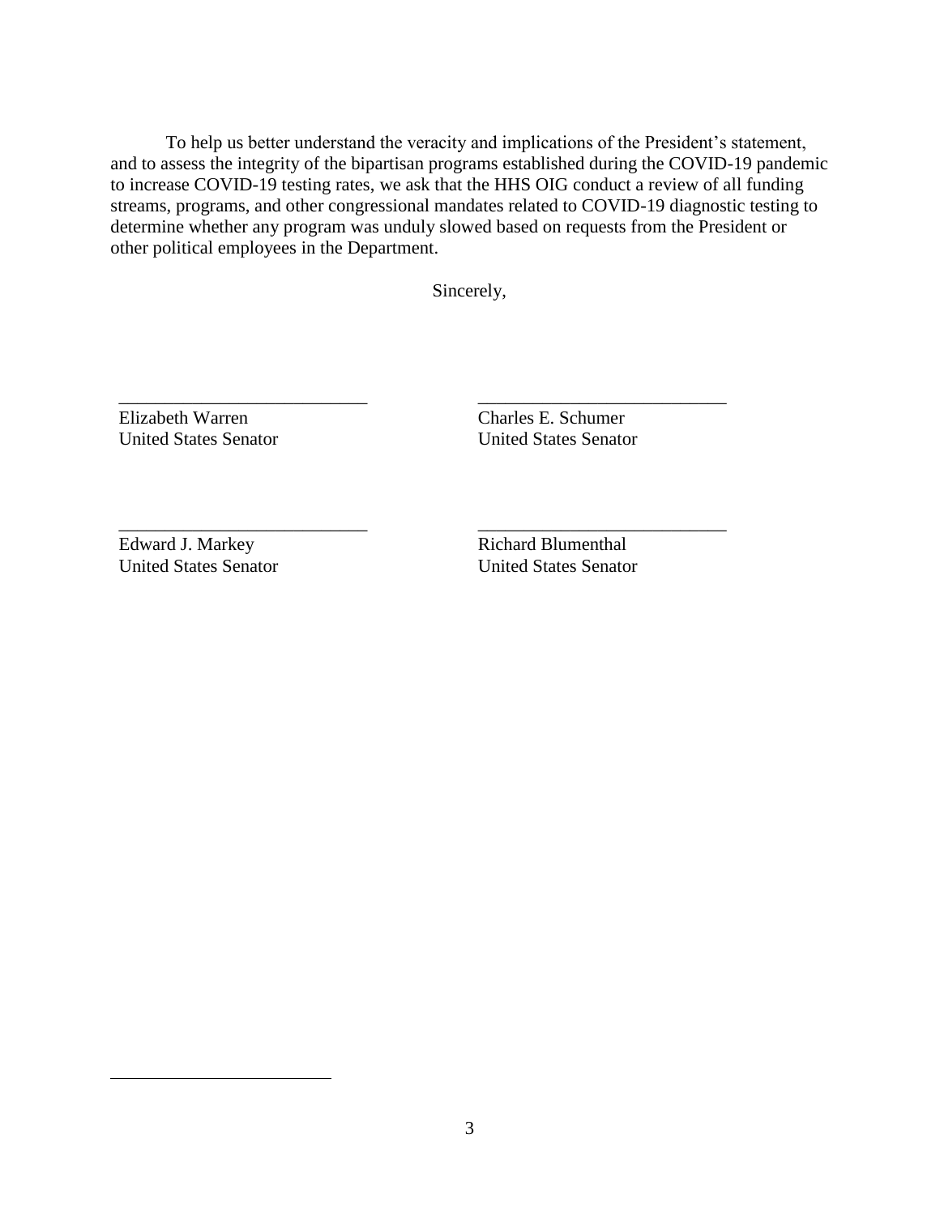To help us better understand the veracity and implications of the President's statement, and to assess the integrity of the bipartisan programs established during the COVID-19 pandemic to increase COVID-19 testing rates, we ask that the HHS OIG conduct a review of all funding streams, programs, and other congressional mandates related to COVID-19 diagnostic testing to determine whether any program was unduly slowed based on requests from the President or other political employees in the Department.

Sincerely,

| | |
|---|---|
| Elizabeth Warren<br>United States Senator | Charles E. Schumer<br>United States Senator |
| Edward J. Markey<br>United States Senator | Richard Blumenthal<br>United States Senator |